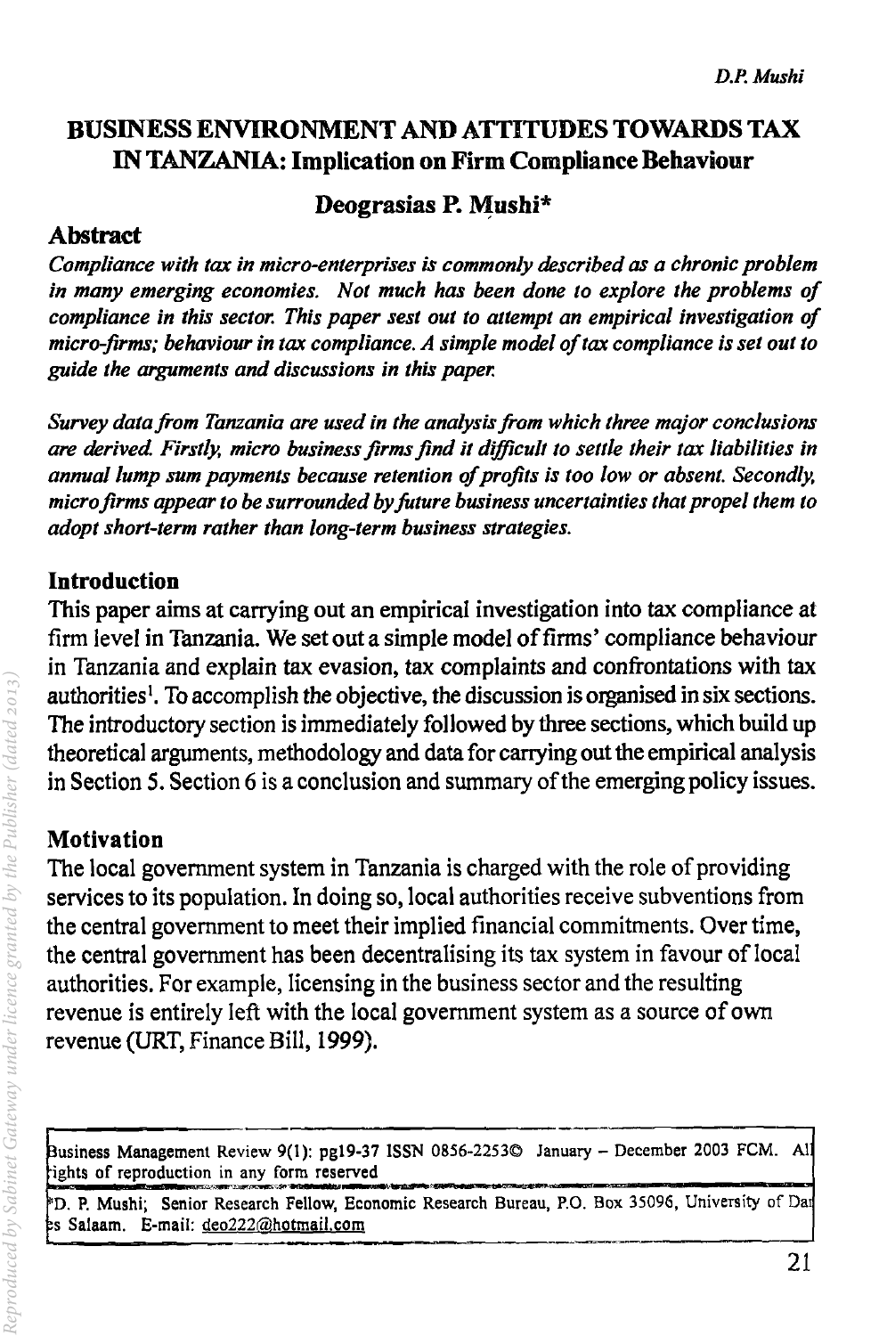# BUSINESS ENVIRONMENT AND ATTITUDES TOWARDS TAX IN TANZANIA: Implication on Firm Compliance Behaviour

**Deograsias P. Mushi***

## Abstract

*Compliance with tax in micro-enterprises is commonly described as a chronic problem in many emerging economies. Not much has been done to explore the problems of compliance in this sector. This paper sest out to attempt an empirical investigation of micro-firms; behaviour in tax compliance. A simple model of tax compliance is set out to guide the arguments and discussions in this paper.*

*Survey data from Tanzania are used in the analysis from which three major conclusions are derived. Firstly, micro business firms find it difficult to settle their tax liabilities in annual lump sum payments because retention of profits is too low or absent. Secondly, micro firms appear to be surrounded by future business uncertainties that propel them to adopt short-term rather than long-term business strategies.*

## Introduction

This paper aims at carrying out an empirical investigation into tax compliance at firm level in Tanzania. We set out a simple model of firms' compliance behaviour in Tanzania and explain tax evasion, tax complaints and confrontations with tax authorities[1]. To accomplish the objective, the discussion is organised in six sections. The introductory section is immediately followed by three sections, which build up theoretical arguments, methodology and data for carrying out the empirical analysis in Section 5. Section 6 is a conclusion and summary of the emerging policy issues.

## Motivation

The local government system in Tanzania is charged with the role of providing services to its population. In doing so, local authorities receive subventions from the central government to meet their implied financial commitments. Over time, the central government has been decentralising its tax system in favour of local authorities. For example, licensing in the business sector and the resulting revenue is entirely left with the local government system as a source of own revenue (URT, Finance Bill, 1999).

Business Management Review 9(1): pg19-37 ISSN 0856-2253© January – December 2003 FCM. All rights of reproduction in any form reserved

*D. P. Mushi; Senior Research Fellow, Economic Research Bureau, P.O. Box 35096, University of Dar es Salaam. E-mail: deo222@hotmail.com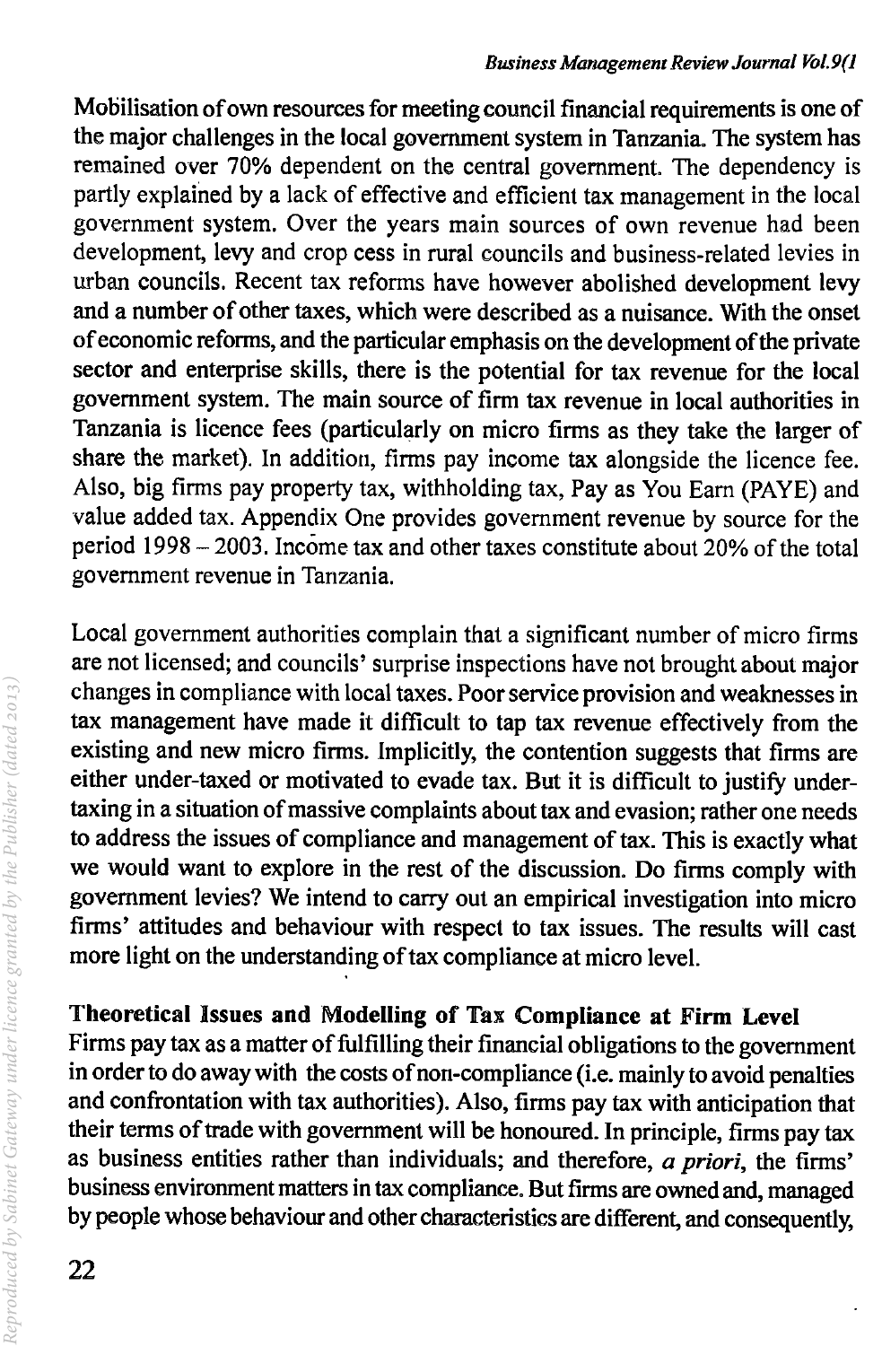Mobilisation of own resources for meeting council financial requirements is one of the major challenges in the local government system in Tanzania. The system has remained over 70% dependent on the central government. The dependency is partly explained by a lack of effective and efficient tax management in the local government system. Over the years main sources of own revenue had been development, levy and crop cess in rural councils and business-related levies in urban councils. Recent tax reforms have however abolished development levy and a number of other taxes, which were described as a nuisance. With the onset of economic reforms, and the particular emphasis on the development of the private sector and enterprise skills, there is the potential for tax revenue for the local government system. The main source of firm tax revenue in local authorities in Tanzania is licence fees (particularly on micro firms as they take the larger of share the market). In addition, firms pay income tax alongside the licence fee. Also, big firms pay property tax, withholding tax, Pay as You Earn (PAYE) and value added tax. Appendix One provides government revenue by source for the period 1998 – 2003. Income tax and other taxes constitute about 20% of the total government revenue in Tanzania.

Local government authorities complain that a significant number of micro firms are not licensed; and councils' surprise inspections have not brought about major changes in compliance with local taxes. Poor service provision and weaknesses in tax management have made it difficult to tap tax revenue effectively from the existing and new micro firms. Implicitly, the contention suggests that firms are either under-taxed or motivated to evade tax. But it is difficult to justify under-taxing in a situation of massive complaints about tax and evasion; rather one needs to address the issues of compliance and management of tax. This is exactly what we would want to explore in the rest of the discussion. Do firms comply with government levies? We intend to carry out an empirical investigation into micro firms' attitudes and behaviour with respect to tax issues. The results will cast more light on the understanding of tax compliance at micro level.

## Theoretical Issues and Modelling of Tax Compliance at Firm Level

Firms pay tax as a matter of fulfilling their financial obligations to the government in order to do away with the costs of non-compliance (i.e. mainly to avoid penalties and confrontation with tax authorities). Also, firms pay tax with anticipation that their terms of trade with government will be honoured. In principle, firms pay tax as business entities rather than individuals; and therefore, *a priori*, the firms' business environment matters in tax compliance. But firms are owned and, managed by people whose behaviour and other characteristics are different, and consequently,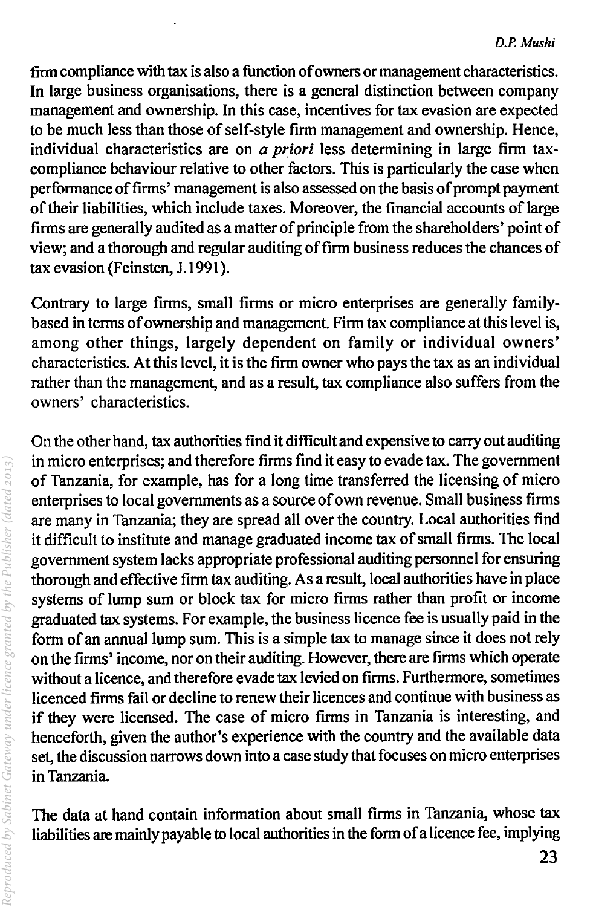firm compliance with tax is also a function of owners or management characteristics. In large business organisations, there is a general distinction between company management and ownership. In this case, incentives for tax evasion are expected to be much less than those of self-style firm management and ownership. Hence, individual characteristics are on *a priori* less determining in large firm tax-compliance behaviour relative to other factors. This is particularly the case when performance of firms' management is also assessed on the basis of prompt payment of their liabilities, which include taxes. Moreover, the financial accounts of large firms are generally audited as a matter of principle from the shareholders' point of view; and a thorough and regular auditing of firm business reduces the chances of tax evasion (Feinsten, J.1991).

Contrary to large firms, small firms or micro enterprises are generally family-based in terms of ownership and management. Firm tax compliance at this level is, among other things, largely dependent on family or individual owners' characteristics. At this level, it is the firm owner who pays the tax as an individual rather than the management, and as a result, tax compliance also suffers from the owners' characteristics.

On the other hand, tax authorities find it difficult and expensive to carry out auditing in micro enterprises; and therefore firms find it easy to evade tax. The government of Tanzania, for example, has for a long time transferred the licensing of micro enterprises to local governments as a source of own revenue. Small business firms are many in Tanzania; they are spread all over the country. Local authorities find it difficult to institute and manage graduated income tax of small firms. The local government system lacks appropriate professional auditing personnel for ensuring thorough and effective firm tax auditing. As a result, local authorities have in place systems of lump sum or block tax for micro firms rather than profit or income graduated tax systems. For example, the business licence fee is usually paid in the form of an annual lump sum. This is a simple tax to manage since it does not rely on the firms' income, nor on their auditing. However, there are firms which operate without a licence, and therefore evade tax levied on firms. Furthermore, sometimes licenced firms fail or decline to renew their licences and continue with business as if they were licensed. The case of micro firms in Tanzania is interesting, and henceforth, given the author's experience with the country and the available data set, the discussion narrows down into a case study that focuses on micro enterprises in Tanzania.

The data at hand contain information about small firms in Tanzania, whose tax liabilities are mainly payable to local authorities in the form of a licence fee, implying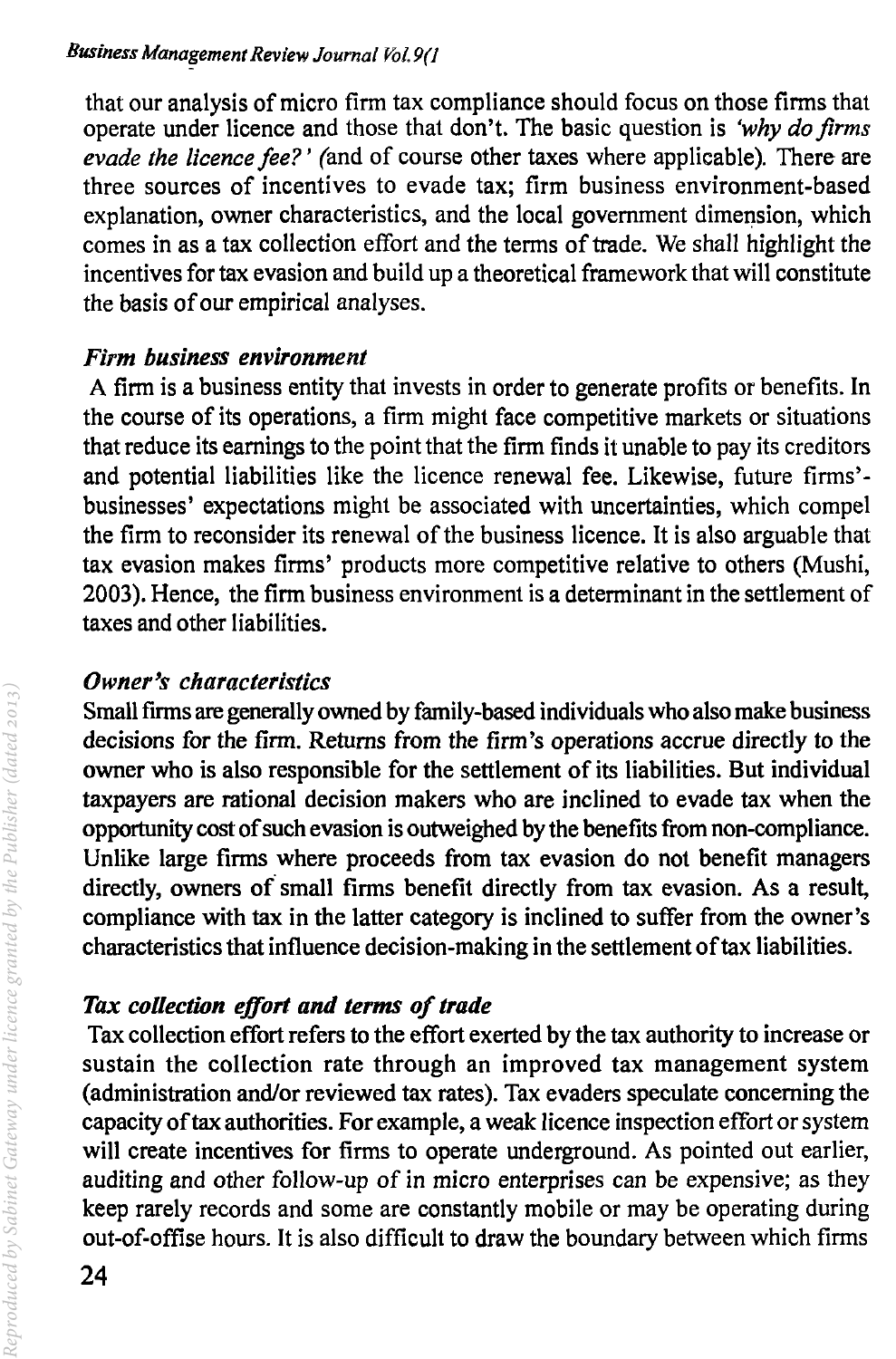that our analysis of micro firm tax compliance should focus on those firms that operate under licence and those that don't. The basic question is *'why do firms evade the licence fee?'* (and of course other taxes where applicable). There are three sources of incentives to evade tax; firm business environment-based explanation, owner characteristics, and the local government dimension, which comes in as a tax collection effort and the terms of trade. We shall highlight the incentives for tax evasion and build up a theoretical framework that will constitute the basis of our empirical analyses.

### *Firm business environment*

A firm is a business entity that invests in order to generate profits or benefits. In the course of its operations, a firm might face competitive markets or situations that reduce its earnings to the point that the firm finds it unable to pay its creditors and potential liabilities like the licence renewal fee. Likewise, future firms'-businesses' expectations might be associated with uncertainties, which compel the firm to reconsider its renewal of the business licence. It is also arguable that tax evasion makes firms' products more competitive relative to others (Mushi, 2003). Hence, the firm business environment is a determinant in the settlement of taxes and other liabilities.

### *Owner's characteristics*

Small firms are generally owned by family-based individuals who also make business decisions for the firm. Returns from the firm's operations accrue directly to the owner who is also responsible for the settlement of its liabilities. But individual taxpayers are rational decision makers who are inclined to evade tax when the opportunity cost of such evasion is outweighed by the benefits from non-compliance. Unlike large firms where proceeds from tax evasion do not benefit managers directly, owners of small firms benefit directly from tax evasion. As a result, compliance with tax in the latter category is inclined to suffer from the owner's characteristics that influence decision-making in the settlement of tax liabilities.

### *Tax collection effort and terms of trade*

Tax collection effort refers to the effort exerted by the tax authority to increase or sustain the collection rate through an improved tax management system (administration and/or reviewed tax rates). Tax evaders speculate concerning the capacity of tax authorities. For example, a weak licence inspection effort or system will create incentives for firms to operate underground. As pointed out earlier, auditing and other follow-up of in micro enterprises can be expensive; as they keep rarely records and some are constantly mobile or may be operating during out-of-offise hours. It is also difficult to draw the boundary between which firms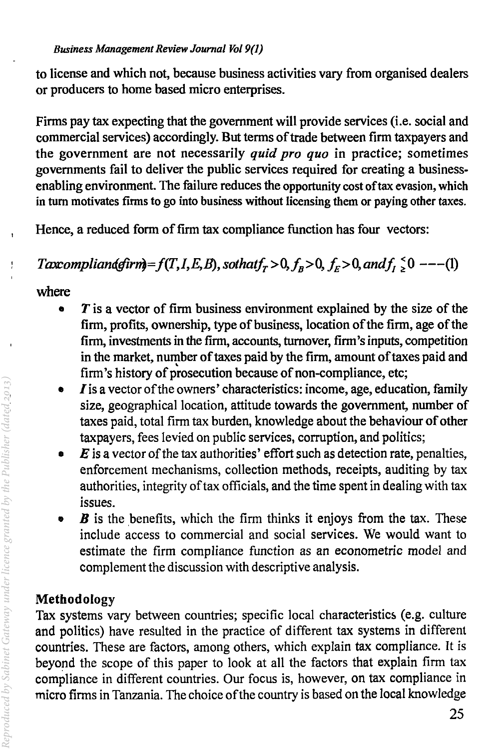to license and which not, because business activities vary from organised dealers or producers to home based micro enterprises.

Firms pay tax expecting that the government will provide services (i.e. social and commercial services) accordingly. But terms of trade between firm taxpayers and the government are not necessarily *quid pro quo* in practice; sometimes governments fail to deliver the public services required for creating a business-enabling environment. The failure reduces the opportunity cost of tax evasion, which in turn motivates firms to go into business without licensing them or paying other taxes.

Hence, a reduced form of firm tax compliance function has four vectors:

$$Taxcompliance(firm) = f(T, I, E, B), \text{ so that } f_T > 0, f_B > 0, f_E > 0, \text{ and } f_I \lesseqgtr 0 \quad ---(1)$$

where

- ***T*** is a vector of firm business environment explained by the size of the firm, profits, ownership, type of business, location of the firm, age of the firm, investments in the firm, accounts, turnover, firm's inputs, competition in the market, number of taxes paid by the firm, amount of taxes paid and firm's history of prosecution because of non-compliance, etc;
- ***I*** is a vector of the owners' characteristics: income, age, education, family size, geographical location, attitude towards the government, number of taxes paid, total firm tax burden, knowledge about the behaviour of other taxpayers, fees levied on public services, corruption, and politics;
- ***E*** is a vector of the tax authorities' effort such as detection rate, penalties, enforcement mechanisms, collection methods, receipts, auditing by tax authorities, integrity of tax officials, and the time spent in dealing with tax issues.
- ***B*** is the benefits, which the firm thinks it enjoys from the tax. These include access to commercial and social services. We would want to estimate the firm compliance function as an econometric model and complement the discussion with descriptive analysis.

## Methodology

Tax systems vary between countries; specific local characteristics (e.g. culture and politics) have resulted in the practice of different tax systems in different countries. These are factors, among others, which explain tax compliance. It is beyond the scope of this paper to look at all the factors that explain firm tax compliance in different countries. Our focus is, however, on tax compliance in micro firms in Tanzania. The choice of the country is based on the local knowledge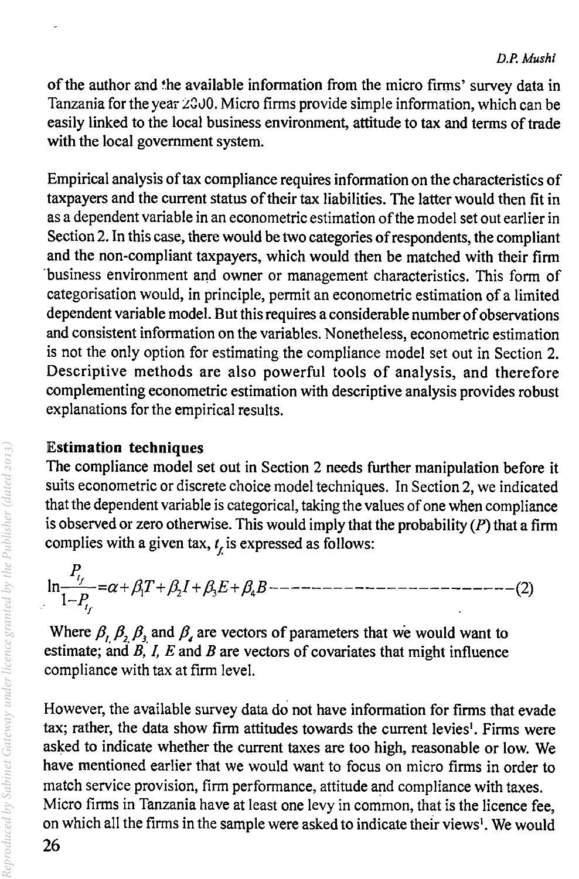of the author and the available information from the micro firms' survey data in Tanzania for the year 2000. Micro firms provide simple information, which can be easily linked to the local business environment, attitude to tax and terms of trade with the local government system.

Empirical analysis of tax compliance requires information on the characteristics of taxpayers and the current status of their tax liabilities. The latter would then fit in as a dependent variable in an econometric estimation of the model set out earlier in Section 2. In this case, there would be two categories of respondents, the compliant and the non-compliant taxpayers, which would then be matched with their firm business environment and owner or management characteristics. This form of categorisation would, in principle, permit an econometric estimation of a limited dependent variable model. But this requires a considerable number of observations and consistent information on the variables. Nonetheless, econometric estimation is not the only option for estimating the compliance model set out in Section 2. Descriptive methods are also powerful tools of analysis, and therefore complementing econometric estimation with descriptive analysis provides robust explanations for the empirical results.

**Estimation techniques**

The compliance model set out in Section 2 needs further manipulation before it suits econometric or discrete choice model techniques. In Section 2, we indicated that the dependent variable is categorical, taking the values of one when compliance is observed or zero otherwise. This would imply that the probability ($P$) that a firm complies with a given tax, $t_f$ is expressed as follows:

$$\ln\frac{P_{t_f}}{1-P_{t_f}}=\alpha+\beta_1 T+\beta_2 I+\beta_3 E+\beta_4 B \qquad (2)$$

Where $\beta_1$, $\beta_2$, $\beta_3$ and $\beta_4$ are vectors of parameters that we would want to estimate; and $B$, $I$, $E$ and $B$ are vectors of covariates that might influence compliance with tax at firm level.

However, the available survey data do not have information for firms that evade tax; rather, the data show firm attitudes towards the current levies[1]. Firms were asked to indicate whether the current taxes are too high, reasonable or low. We have mentioned earlier that we would want to focus on micro firms in order to match service provision, firm performance, attitude and compliance with taxes. Micro firms in Tanzania have at least one levy in common, that is the licence fee, on which all the firms in the sample were asked to indicate their views[1]. We would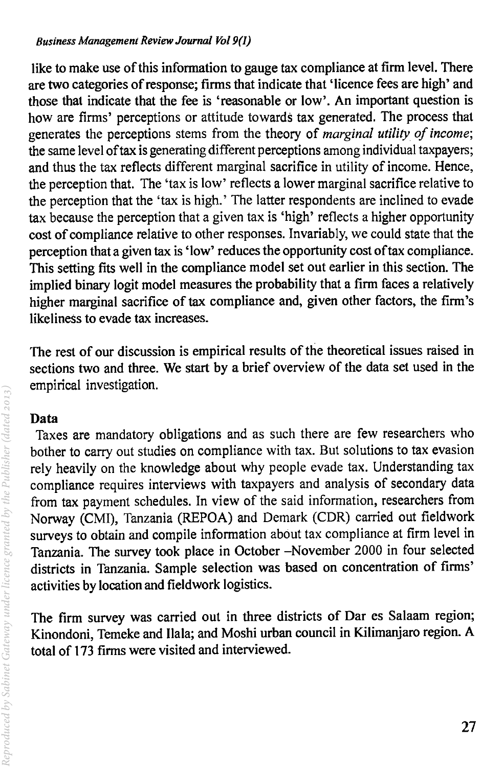like to make use of this information to gauge tax compliance at firm level. There are two categories of response; firms that indicate that 'licence fees are high' and those that indicate that the fee is 'reasonable or low'. An important question is how are firms' perceptions or attitude towards tax generated. The process that generates the perceptions stems from the theory of *marginal utility of income*; the same level of tax is generating different perceptions among individual taxpayers; and thus the tax reflects different marginal sacrifice in utility of income. Hence, the perception that. The 'tax is low' reflects a lower marginal sacrifice relative to the perception that the 'tax is high.' The latter respondents are inclined to evade tax because the perception that a given tax is 'high' reflects a higher opportunity cost of compliance relative to other responses. Invariably, we could state that the perception that a given tax is 'low' reduces the opportunity cost of tax compliance. This setting fits well in the compliance model set out earlier in this section. The implied binary logit model measures the probability that a firm faces a relatively higher marginal sacrifice of tax compliance and, given other factors, the firm's likeliness to evade tax increases.

The rest of our discussion is empirical results of the theoretical issues raised in sections two and three. We start by a brief overview of the data set used in the empirical investigation.

## Data

Taxes are mandatory obligations and as such there are few researchers who bother to carry out studies on compliance with tax. But solutions to tax evasion rely heavily on the knowledge about why people evade tax. Understanding tax compliance requires interviews with taxpayers and analysis of secondary data from tax payment schedules. In view of the said information, researchers from Norway (CMI), Tanzania (REPOA) and Demark (CDR) carried out fieldwork surveys to obtain and compile information about tax compliance at firm level in Tanzania. The survey took place in October –November 2000 in four selected districts in Tanzania. Sample selection was based on concentration of firms' activities by location and fieldwork logistics.

The firm survey was carried out in three districts of Dar es Salaam region; Kinondoni, Temeke and Ilala; and Moshi urban council in Kilimanjaro region. A total of 173 firms were visited and interviewed.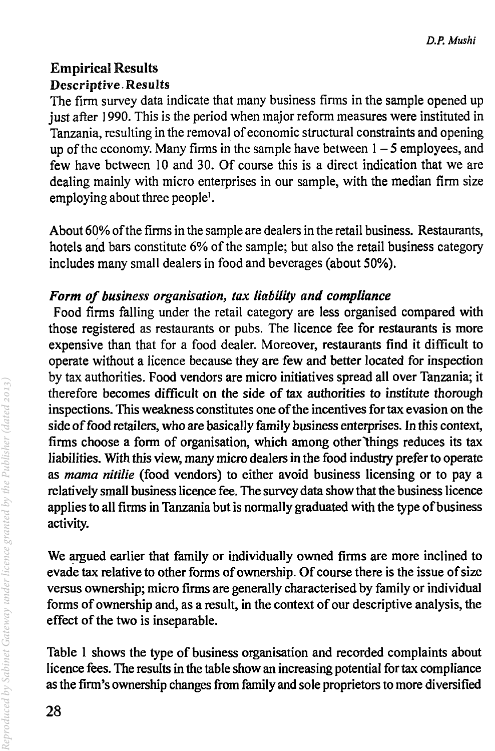## Empirical Results

### Descriptive Results

The firm survey data indicate that many business firms in the sample opened up just after 1990. This is the period when major reform measures were instituted in Tanzania, resulting in the removal of economic structural constraints and opening up of the economy. Many firms in the sample have between 1 – 5 employees, and few have between 10 and 30. Of course this is a direct indication that we are dealing mainly with micro enterprises in our sample, with the median firm size employing about three people[1].

About 60% of the firms in the sample are dealers in the retail business. Restaurants, hotels and bars constitute 6% of the sample; but also the retail business category includes many small dealers in food and beverages (about 50%).

#### *Form of business organisation, tax liability and compliance*

Food firms falling under the retail category are less organised compared with those registered as restaurants or pubs. The licence fee for restaurants is more expensive than that for a food dealer. Moreover, restaurants find it difficult to operate without a licence because they are few and better located for inspection by tax authorities. Food vendors are micro initiatives spread all over Tanzania; it therefore becomes difficult on the side of tax authorities to institute thorough inspections. This weakness constitutes one of the incentives for tax evasion on the side of food retailers, who are basically family business enterprises. In this context, firms choose a form of organisation, which among other things reduces its tax liabilities. With this view, many micro dealers in the food industry prefer to operate as *mama nitilie* (food vendors) to either avoid business licensing or to pay a relatively small business licence fee. The survey data show that the business licence applies to all firms in Tanzania but is normally graduated with the type of business activity.

We argued earlier that family or individually owned firms are more inclined to evade tax relative to other forms of ownership. Of course there is the issue of size versus ownership; micro firms are generally characterised by family or individual forms of ownership and, as a result, in the context of our descriptive analysis, the effect of the two is inseparable.

Table 1 shows the type of business organisation and recorded complaints about licence fees. The results in the table show an increasing potential for tax compliance as the firm's ownership changes from family and sole proprietors to more diversified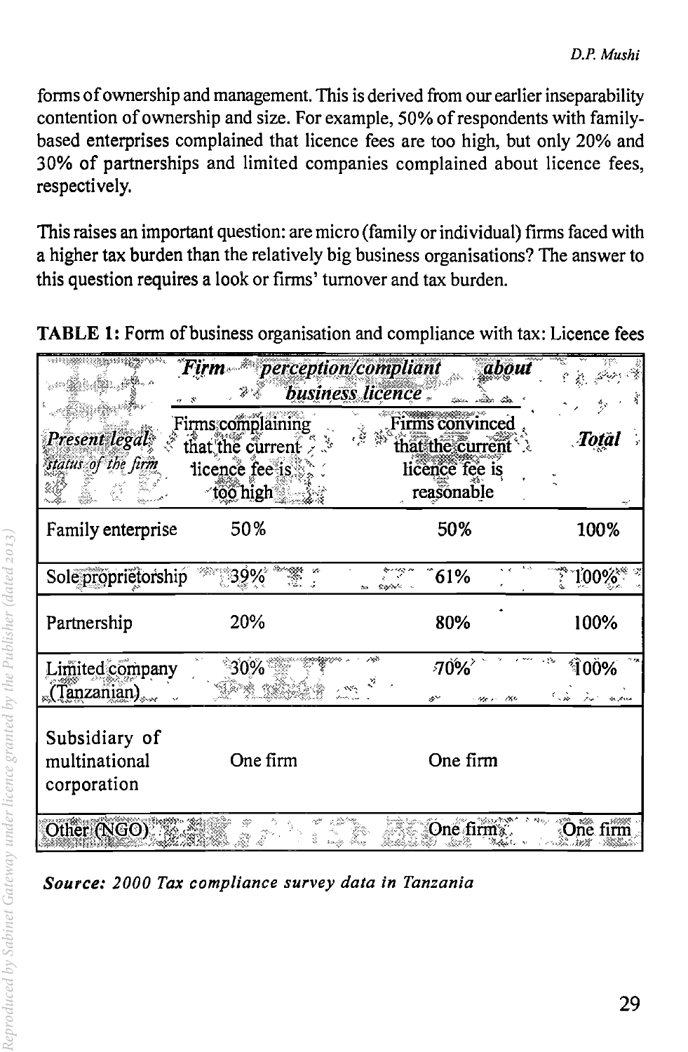forms of ownership and management. This is derived from our earlier inseparability contention of ownership and size. For example, 50% of respondents with family-based enterprises complained that licence fees are too high, but only 20% and 30% of partnerships and limited companies complained about licence fees, respectively.

This raises an important question: are micro (family or individual) firms faced with a higher tax burden than the relatively big business organisations? The answer to this question requires a look or firms' turnover and tax burden.

**TABLE 1:** Form of business organisation and compliance with tax: Licence fees

| *Present legal status of the firm* | *Firm perception/compliant about business licence* | | *Total* |
|---|---|---|---|
| | Firms complaining that the current licence fee is too high | Firms convinced that the current licence fee is reasonable | |
| Family enterprise | 50% | 50% | 100% |
| Sole proprietorship | 39% | 61% | 100% |
| Partnership | 20% | 80% | 100% |
| Limited company (Tanzanian) | 30% | 70% | 100% |
| Subsidiary of multinational corporation | One firm | One firm | |
| Other (NGO) | | One firm | One firm |

***Source:** 2000 Tax compliance survey data in Tanzania*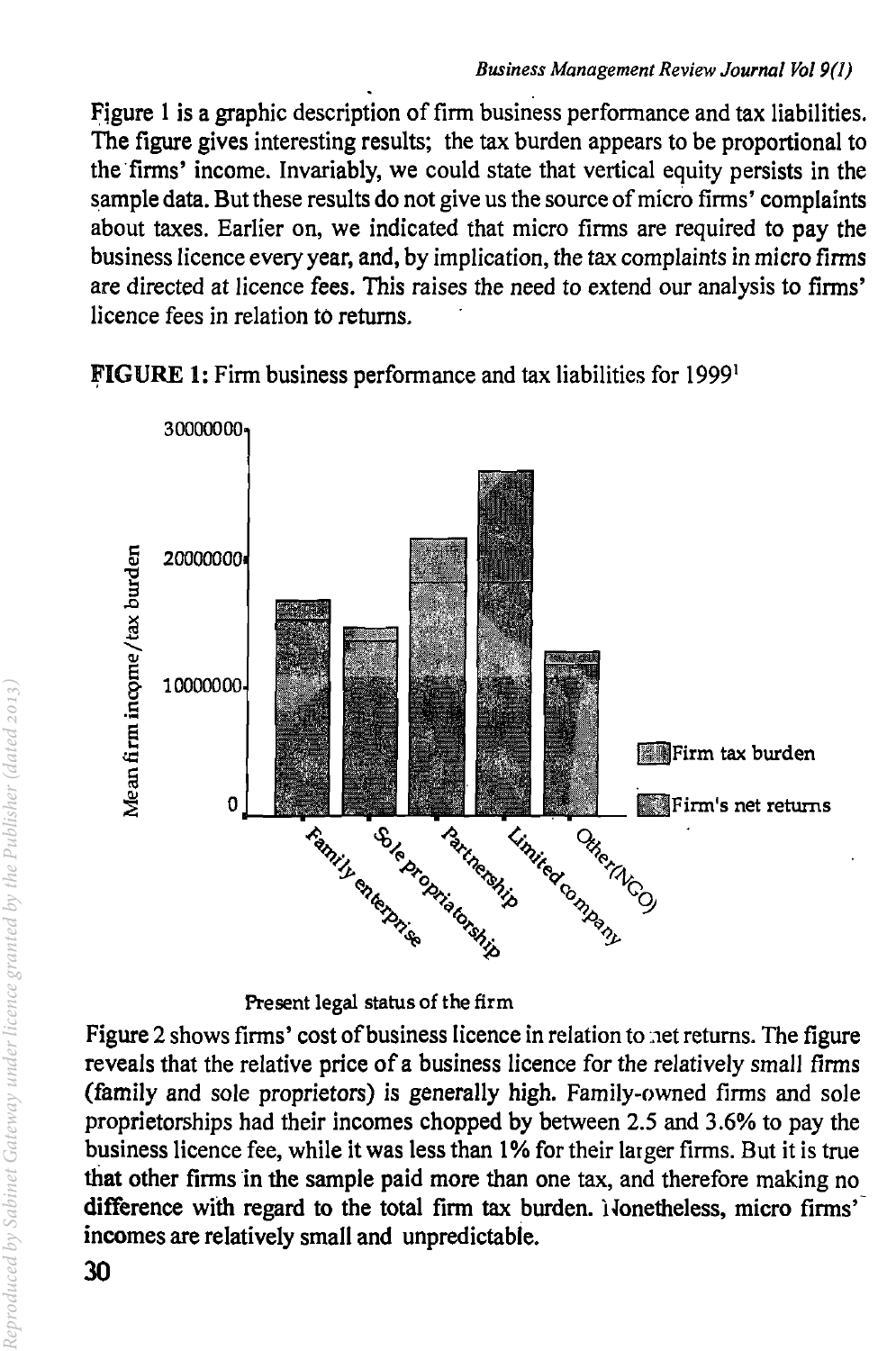Figure 1 is a graphic description of firm business performance and tax liabilities. The figure gives interesting results; the tax burden appears to be proportional to the firms' income. Invariably, we could state that vertical equity persists in the sample data. But these results do not give us the source of micro firms' complaints about taxes. Earlier on, we indicated that micro firms are required to pay the business licence every year, and, by implication, the tax complaints in micro firms are directed at licence fees. This raises the need to extend our analysis to firms' licence fees in relation to returns.

**FIGURE 1:** Firm business performance and tax liabilities for 1999[1]

Mean firm income/tax burden

30000000

20000000

10000000

0

Family enterprise

Sole propriatorship

Partnership

Limited company

Other(NGO)

Firm tax burden

Firm's net returns

Present legal status of the firm

Figure 2 shows firms' cost of business licence in relation to net returns. The figure reveals that the relative price of a business licence for the relatively small firms (family and sole proprietors) is generally high. Family-owned firms and sole proprietorships had their incomes chopped by between 2.5 and 3.6% to pay the business licence fee, while it was less than 1% for their larger firms. But it is true that other firms in the sample paid more than one tax, and therefore making no difference with regard to the total firm tax burden. Nonetheless, micro firms' incomes are relatively small and unpredictable.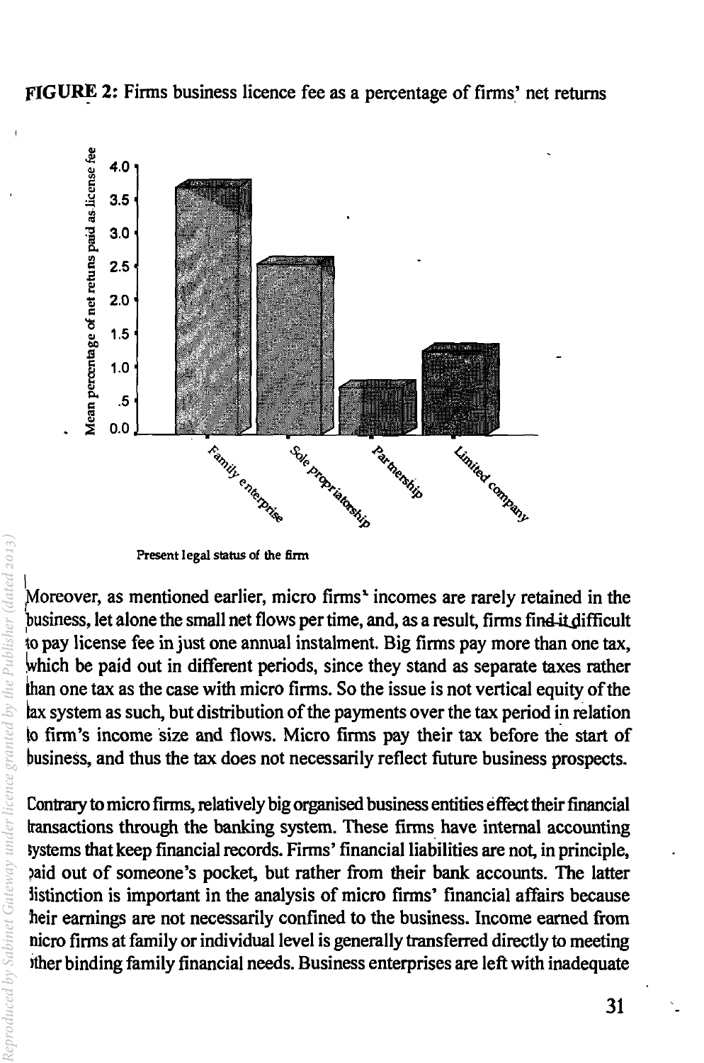**FIGURE 2:** Firms business licence fee as a percentage of firms' net returns

Mean percentage of net returns paid as license fee

4.0
3.5
3.0
2.5
2.0
1.5
1.0
.5
0.0

Family enterprise
Sole propriatorship
Partnership
Limited company

Present legal status of the firm

Moreover, as mentioned earlier, micro firms' incomes are rarely retained in the business, let alone the small net flows per time, and, as a result, firms find it difficult to pay license fee in just one annual instalment. Big firms pay more than one tax, which be paid out in different periods, since they stand as separate taxes rather than one tax as the case with micro firms. So the issue is not vertical equity of the tax system as such, but distribution of the payments over the tax period in relation to firm's income size and flows. Micro firms pay their tax before the start of business, and thus the tax does not necessarily reflect future business prospects.

Contrary to micro firms, relatively big organised business entities effect their financial transactions through the banking system. These firms have internal accounting systems that keep financial records. Firms' financial liabilities are not, in principle, paid out of someone's pocket, but rather from their bank accounts. The latter distinction is important in the analysis of micro firms' financial affairs because their earnings are not necessarily confined to the business. Income earned from micro firms at family or individual level is generally transferred directly to meeting other binding family financial needs. Business enterprises are left with inadequate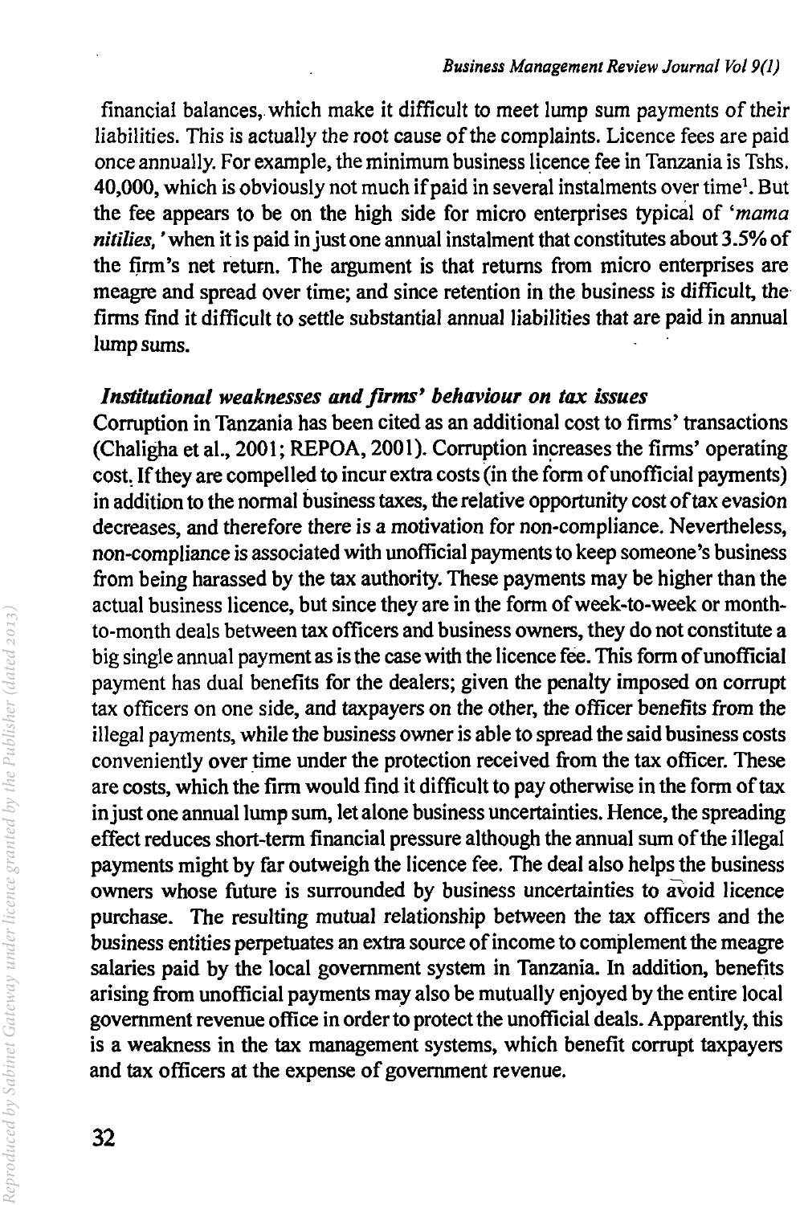financial balances, which make it difficult to meet lump sum payments of their liabilities. This is actually the root cause of the complaints. Licence fees are paid once annually. For example, the minimum business licence fee in Tanzania is Tshs. 40,000, which is obviously not much if paid in several instalments over time[1]. But the fee appears to be on the high side for micro enterprises typical of '*mama nitilies,*' when it is paid in just one annual instalment that constitutes about 3.5% of the firm's net return. The argument is that returns from micro enterprises are meagre and spread over time; and since retention in the business is difficult, the firms find it difficult to settle substantial annual liabilities that are paid in annual lump sums.

***Institutional weaknesses and firms' behaviour on tax issues***

Corruption in Tanzania has been cited as an additional cost to firms' transactions (Chaligha et al., 2001; REPOA, 2001). Corruption increases the firms' operating cost. If they are compelled to incur extra costs (in the form of unofficial payments) in addition to the normal business taxes, the relative opportunity cost of tax evasion decreases, and therefore there is a motivation for non-compliance. Nevertheless, non-compliance is associated with unofficial payments to keep someone's business from being harassed by the tax authority. These payments may be higher than the actual business licence, but since they are in the form of week-to-week or month-to-month deals between tax officers and business owners, they do not constitute a big single annual payment as is the case with the licence fee. This form of unofficial payment has dual benefits for the dealers; given the penalty imposed on corrupt tax officers on one side, and taxpayers on the other, the officer benefits from the illegal payments, while the business owner is able to spread the said business costs conveniently over time under the protection received from the tax officer. These are costs, which the firm would find it difficult to pay otherwise in the form of tax in just one annual lump sum, let alone business uncertainties. Hence, the spreading effect reduces short-term financial pressure although the annual sum of the illegal payments might by far outweigh the licence fee. The deal also helps the business owners whose future is surrounded by business uncertainties to avoid licence purchase. The resulting mutual relationship between the tax officers and the business entities perpetuates an extra source of income to complement the meagre salaries paid by the local government system in Tanzania. In addition, benefits arising from unofficial payments may also be mutually enjoyed by the entire local government revenue office in order to protect the unofficial deals. Apparently, this is a weakness in the tax management systems, which benefit corrupt taxpayers and tax officers at the expense of government revenue.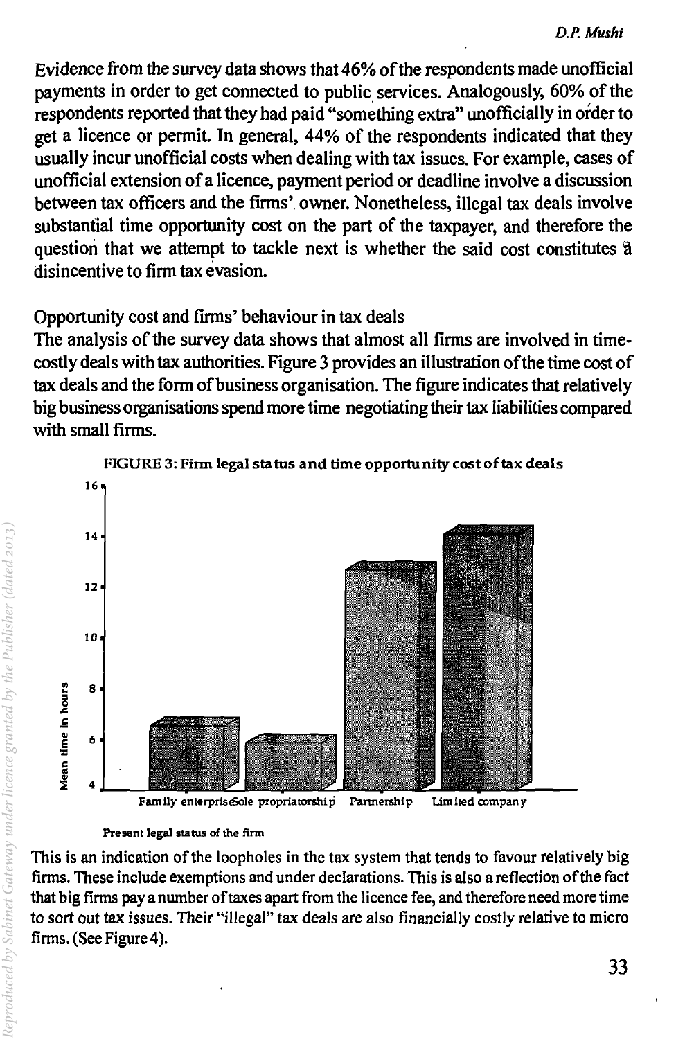Evidence from the survey data shows that 46% of the respondents made unofficial payments in order to get connected to public services. Analogously, 60% of the respondents reported that they had paid "something extra" unofficially in order to get a licence or permit. In general, 44% of the respondents indicated that they usually incur unofficial costs when dealing with tax issues. For example, cases of unofficial extension of a licence, payment period or deadline involve a discussion between tax officers and the firms' owner. Nonetheless, illegal tax deals involve substantial time opportunity cost on the part of the taxpayer, and therefore the question that we attempt to tackle next is whether the said cost constitutes a disincentive to firm tax evasion.

## Opportunity cost and firms' behaviour in tax deals

The analysis of the survey data shows that almost all firms are involved in time-costly deals with tax authorities. Figure 3 provides an illustration of the time cost of tax deals and the form of business organisation. The figure indicates that relatively big business organisations spend more time negotiating their tax liabilities compared with small firms.

FIGURE 3: Firm legal status and time opportunity cost of tax deals

Mean time in hours

16
14
12
10
8
6
4

Family enterprise Sole propriatorship Partnership Limited company

Present legal status of the firm

This is an indication of the loopholes in the tax system that tends to favour relatively big firms. These include exemptions and under declarations. This is also a reflection of the fact that big firms pay a number of taxes apart from the licence fee, and therefore need more time to sort out tax issues. Their "illegal" tax deals are also financially costly relative to micro firms. (See Figure 4).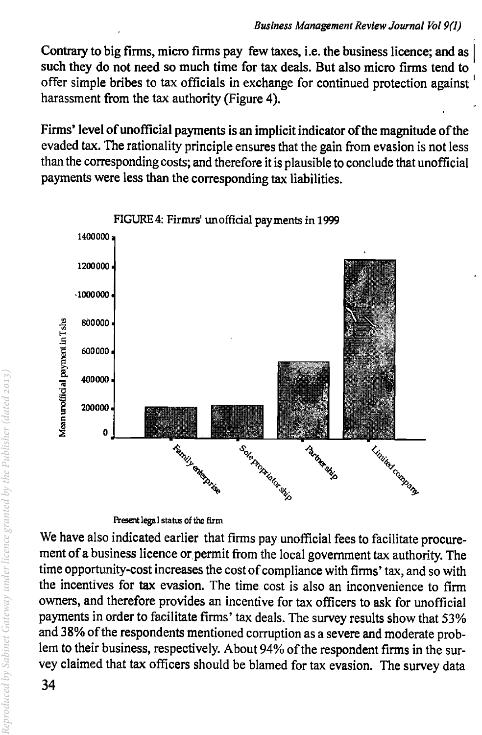Contrary to big firms, micro firms pay few taxes, i.e. the business licence; and as such they do not need so much time for tax deals. But also micro firms tend to offer simple bribes to tax officials in exchange for continued protection against harassment from the tax authority (Figure 4).

Firms' level of unofficial payments is an implicit indicator of the magnitude of the evaded tax. The rationality principle ensures that the gain from evasion is not less than the corresponding costs; and therefore it is plausible to conclude that unofficial payments were less than the corresponding tax liabilities.

FIGURE 4: Firmrs' unofficial payments in 1999

We have also indicated earlier that firms pay unofficial fees to facilitate procurement of a business licence or permit from the local government tax authority. The time opportunity-cost increases the cost of compliance with firms' tax, and so with the incentives for tax evasion. The time cost is also an inconvenience to firm owners, and therefore provides an incentive for tax officers to ask for unofficial payments in order to facilitate firms' tax deals. The survey results show that 53% and 38% of the respondents mentioned corruption as a severe and moderate problem to their business, respectively. About 94% of the respondent firms in the survey claimed that tax officers should be blamed for tax evasion. The survey data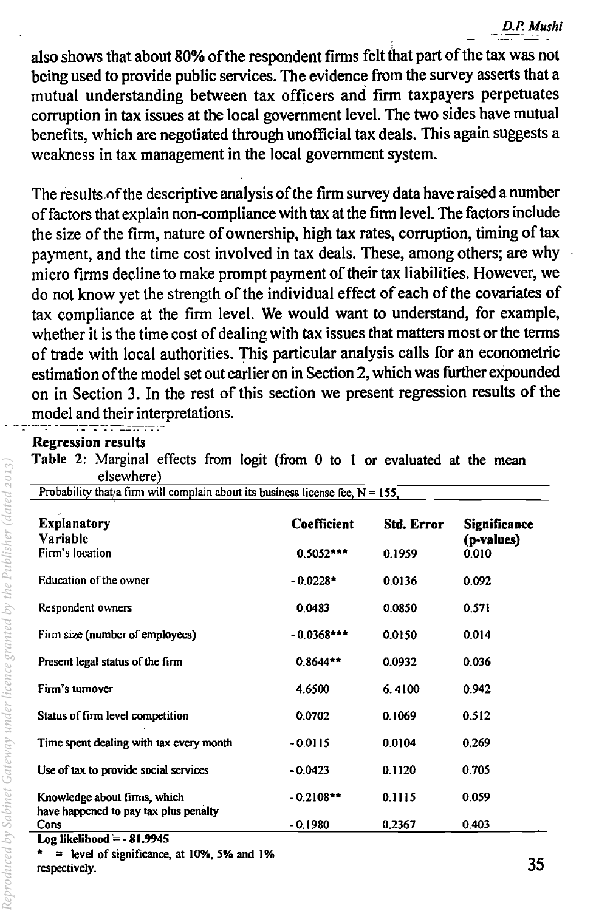also shows that about 80% of the respondent firms felt that part of the tax was not being used to provide public services. The evidence from the survey asserts that a mutual understanding between tax officers and firm taxpayers perpetuates corruption in tax issues at the local government level. The two sides have mutual benefits, which are negotiated through unofficial tax deals. This again suggests a weakness in tax management in the local government system.

The results of the descriptive analysis of the firm survey data have raised a number of factors that explain non-compliance with tax at the firm level. The factors include the size of the firm, nature of ownership, high tax rates, corruption, timing of tax payment, and the time cost involved in tax deals. These, among others; are why micro firms decline to make prompt payment of their tax liabilities. However, we do not know yet the strength of the individual effect of each of the covariates of tax compliance at the firm level. We would want to understand, for example, whether it is the time cost of dealing with tax issues that matters most or the terms of trade with local authorities. This particular analysis calls for an econometric estimation of the model set out earlier on in Section 2, which was further expounded on in Section 3. In the rest of this section we present regression results of the model and their interpretations.

**Regression results**

**Table 2**: Marginal effects from logit (from 0 to 1 or evaluated at the mean elsewhere)

Probability that a firm will complain about its business license fee, N = 155,

| Explanatory Variable | Coefficient | Std. Error | Significance (p-values) |
|---|---|---|---|
| Firm's location | 0.5052*** | 0.1959 | 0.010 |
| Education of the owner | - 0.0228* | 0.0136 | 0.092 |
| Respondent owners | 0.0483 | 0.0850 | 0.571 |
| Firm size (number of employees) | - 0.0368*** | 0.0150 | 0.014 |
| Present legal status of the firm | 0.8644** | 0.0932 | 0.036 |
| Firm's turnover | 4.6500 | 6.4100 | 0.942 |
| Status of firm level competition | 0.0702 | 0.1069 | 0.512 |
| Time spent dealing with tax every month | - 0.0115 | 0.0104 | 0.269 |
| Use of tax to provide social services | - 0.0423 | 0.1120 | 0.705 |
| Knowledge about firms, which have happened to pay tax plus penalty | - 0.2108** | 0.1115 | 0.059 |
| Cons | - 0.1980 | 0.2367 | 0.403 |

**Log likelihood = - 81.9945**

* = level of significance, at 10%, 5% and 1% respectively.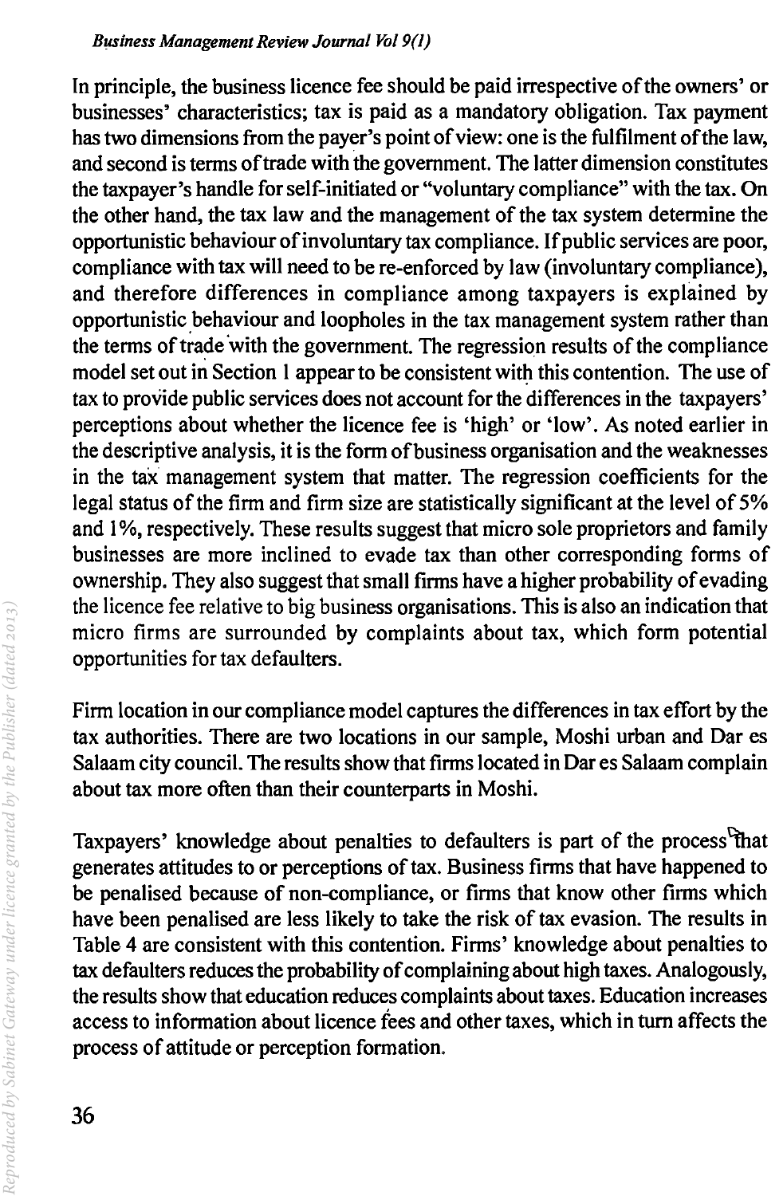In principle, the business licence fee should be paid irrespective of the owners' or businesses' characteristics; tax is paid as a mandatory obligation. Tax payment has two dimensions from the payer's point of view: one is the fulfilment of the law, and second is terms of trade with the government. The latter dimension constitutes the taxpayer's handle for self-initiated or "voluntary compliance" with the tax. On the other hand, the tax law and the management of the tax system determine the opportunistic behaviour of involuntary tax compliance. If public services are poor, compliance with tax will need to be re-enforced by law (involuntary compliance), and therefore differences in compliance among taxpayers is explained by opportunistic behaviour and loopholes in the tax management system rather than the terms of trade with the government. The regression results of the compliance model set out in Section 1 appear to be consistent with this contention. The use of tax to provide public services does not account for the differences in the taxpayers' perceptions about whether the licence fee is 'high' or 'low'. As noted earlier in the descriptive analysis, it is the form of business organisation and the weaknesses in the tax management system that matter. The regression coefficients for the legal status of the firm and firm size are statistically significant at the level of 5% and 1%, respectively. These results suggest that micro sole proprietors and family businesses are more inclined to evade tax than other corresponding forms of ownership. They also suggest that small firms have a higher probability of evading the licence fee relative to big business organisations. This is also an indication that micro firms are surrounded by complaints about tax, which form potential opportunities for tax defaulters.

Firm location in our compliance model captures the differences in tax effort by the tax authorities. There are two locations in our sample, Moshi urban and Dar es Salaam city council. The results show that firms located in Dar es Salaam complain about tax more often than their counterparts in Moshi.

Taxpayers' knowledge about penalties to defaulters is part of the process that generates attitudes to or perceptions of tax. Business firms that have happened to be penalised because of non-compliance, or firms that know other firms which have been penalised are less likely to take the risk of tax evasion. The results in Table 4 are consistent with this contention. Firms' knowledge about penalties to tax defaulters reduces the probability of complaining about high taxes. Analogously, the results show that education reduces complaints about taxes. Education increases access to information about licence fees and other taxes, which in turn affects the process of attitude or perception formation.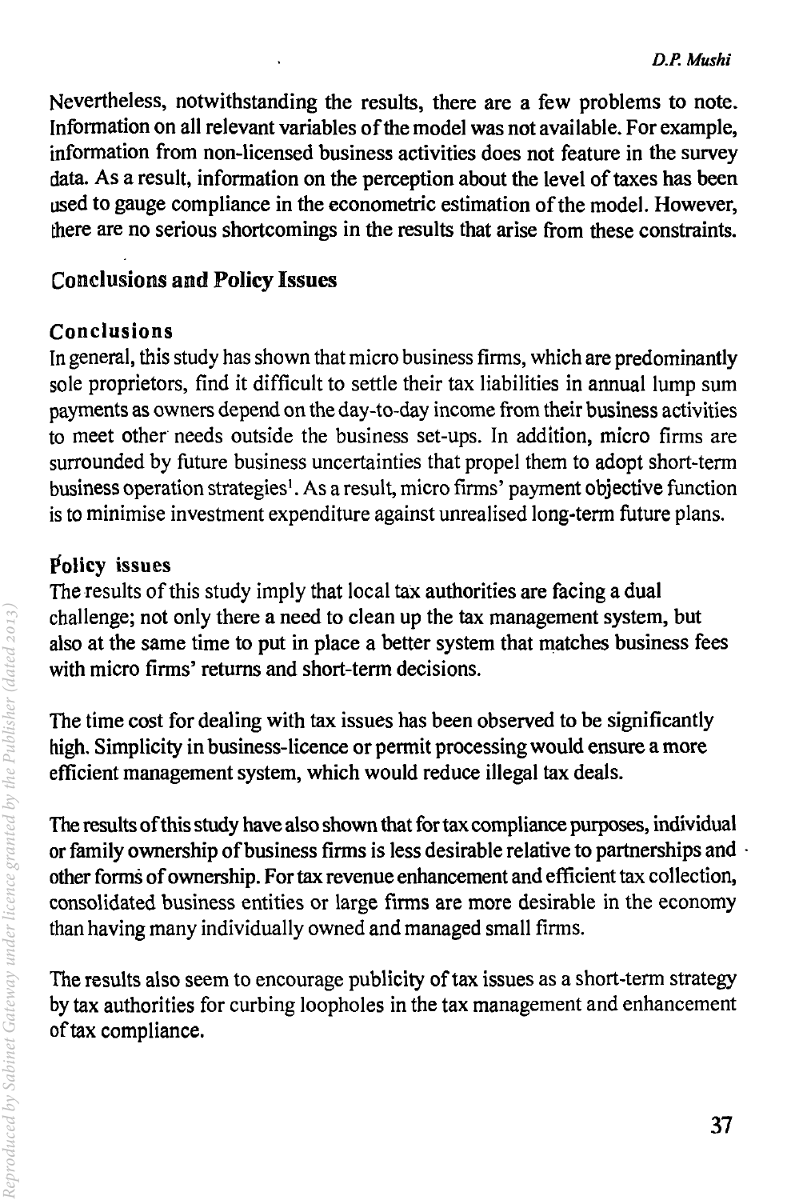Nevertheless, notwithstanding the results, there are a few problems to note. Information on all relevant variables of the model was not available. For example, information from non-licensed business activities does not feature in the survey data. As a result, information on the perception about the level of taxes has been used to gauge compliance in the econometric estimation of the model. However, there are no serious shortcomings in the results that arise from these constraints.

## Conclusions and Policy Issues

### Conclusions

In general, this study has shown that micro business firms, which are predominantly sole proprietors, find it difficult to settle their tax liabilities in annual lump sum payments as owners depend on the day-to-day income from their business activities to meet other needs outside the business set-ups. In addition, micro firms are surrounded by future business uncertainties that propel them to adopt short-term business operation strategies[1]. As a result, micro firms' payment objective function is to minimise investment expenditure against unrealised long-term future plans.

### Policy issues

The results of this study imply that local tax authorities are facing a dual challenge; not only there a need to clean up the tax management system, but also at the same time to put in place a better system that matches business fees with micro firms' returns and short-term decisions.

The time cost for dealing with tax issues has been observed to be significantly high. Simplicity in business-licence or permit processing would ensure a more efficient management system, which would reduce illegal tax deals.

The results of this study have also shown that for tax compliance purposes, individual or family ownership of business firms is less desirable relative to partnerships and other forms of ownership. For tax revenue enhancement and efficient tax collection, consolidated business entities or large firms are more desirable in the economy than having many individually owned and managed small firms.

The results also seem to encourage publicity of tax issues as a short-term strategy by tax authorities for curbing loopholes in the tax management and enhancement of tax compliance.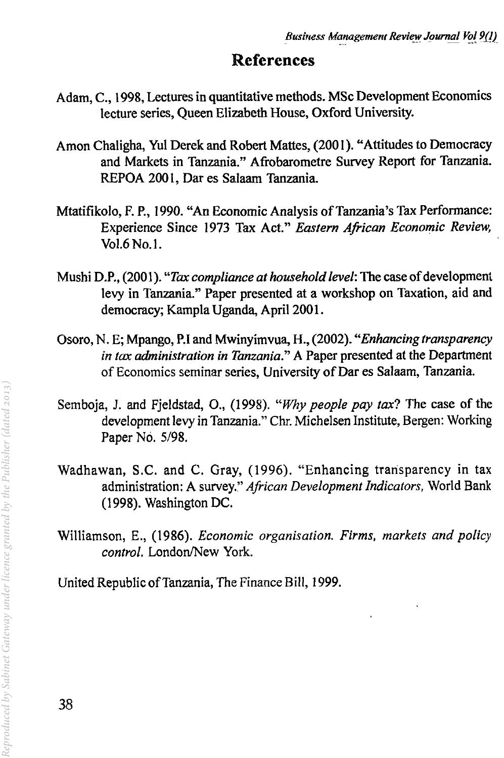## References

Adam, C., 1998, Lectures in quantitative methods. MSc Development Economics lecture series, Queen Elizabeth House, Oxford University.

Amon Chaligha, Yul Derek and Robert Mattes, (2001). "Attitudes to Democracy and Markets in Tanzania." Afrobarometre Survey Report for Tanzania. REPOA 2001, Dar es Salaam Tanzania.

Mtatifikolo, F. P., 1990. "An Economic Analysis of Tanzania's Tax Performance: Experience Since 1973 Tax Act." *Eastern African Economic Review,* Vol.6 No.1.

Mushi D.P., (2001). "*Tax compliance at household level*: The case of development levy in Tanzania." Paper presented at a workshop on Taxation, aid and democracy; Kampla Uganda, April 2001.

Osoro, N. E; Mpango, P.I and Mwinyimvua, H., (2002). "*Enhancing transparency in tax administration in Tanzania.*" A Paper presented at the Department of Economics seminar series, University of Dar es Salaam, Tanzania.

Semboja, J. and Fjeldstad, O., (1998). "*Why people pay tax?* The case of the development levy in Tanzania." Chr. Michelsen Institute, Bergen: Working Paper No. 5/98.

Wadhawan, S.C. and C. Gray, (1996). "Enhancing transparency in tax administration: A survey." *African Development Indicators,* World Bank (1998). Washington DC.

Williamson, E., (1986). *Economic organisation. Firms, markets and policy control.* London/New York.

United Republic of Tanzania, The Finance Bill, 1999.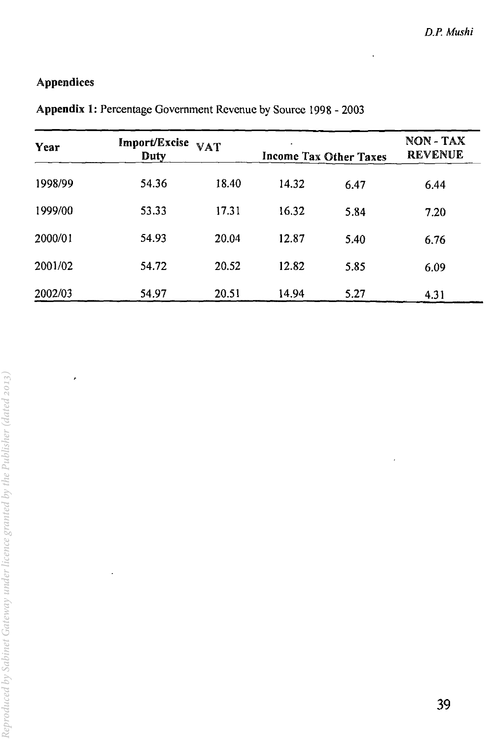## Appendices

**Appendix 1:** Percentage Government Revenue by Source 1998 - 2003

| Year | Import/Excise Duty | VAT | Income Tax | Other Taxes | NON - TAX REVENUE |
|---|---|---|---|---|---|
| 1998/99 | 54.36 | 18.40 | 14.32 | 6.47 | 6.44 |
| 1999/00 | 53.33 | 17.31 | 16.32 | 5.84 | 7.20 |
| 2000/01 | 54.93 | 20.04 | 12.87 | 5.40 | 6.76 |
| 2001/02 | 54.72 | 20.52 | 12.82 | 5.85 | 6.09 |
| 2002/03 | 54.97 | 20.51 | 14.94 | 5.27 | 4.31 |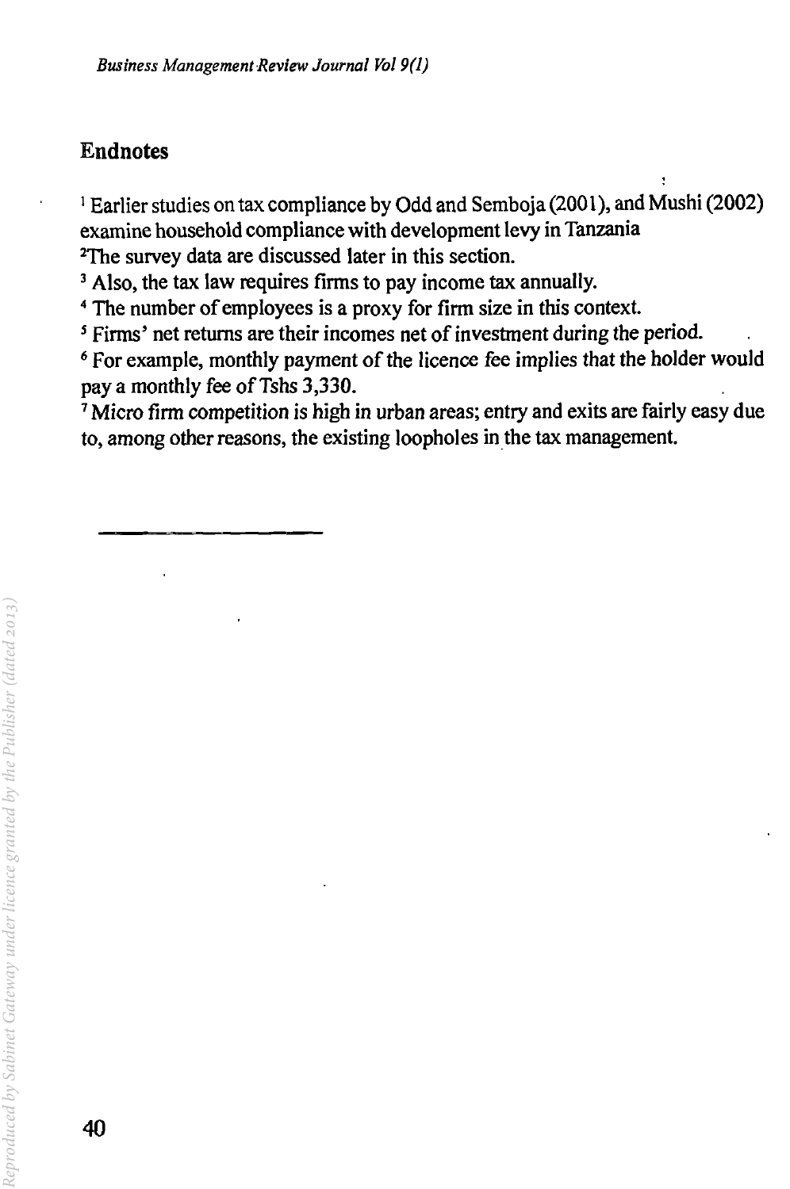## Endnotes

[1] Earlier studies on tax compliance by Odd and Semboja (2001), and Mushi (2002) examine household compliance with development levy in Tanzania

[2] The survey data are discussed later in this section.

[3] Also, the tax law requires firms to pay income tax annually.

[4] The number of employees is a proxy for firm size in this context.

[5] Firms' net returns are their incomes net of investment during the period.

[6] For example, monthly payment of the licence fee implies that the holder would pay a monthly fee of Tshs 3,330.

[7] Micro firm competition is high in urban areas; entry and exits are fairly easy due to, among other reasons, the existing loopholes in the tax management.